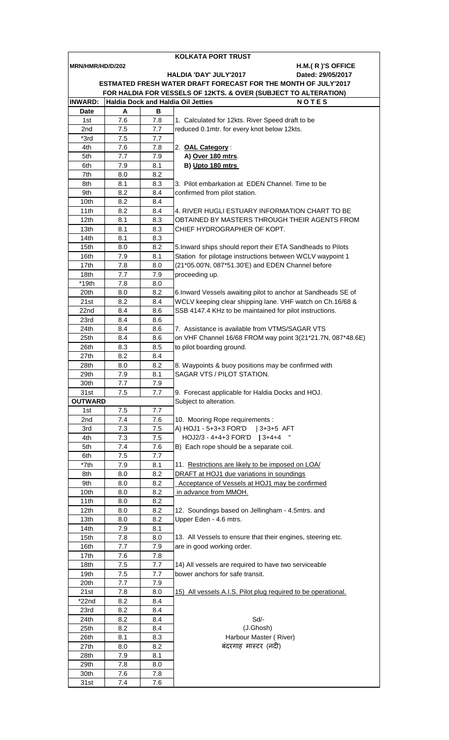# KOLKATA PORT TRUST

**MRN/HMR/HD/D/202** — **H.M.( R )'S OFFICE**

**HALDIA 'DAY' JULY'2017** — **Dated: 29/05/2017**

**ESTMATED FRESH WATER DRAFT FORECAST FOR THE MONTH OF JULY'2017**

**FOR HALDIA FOR VESSELS OF 12KTS. & OVER (SUBJECT TO ALTERATION)**

| INWARD: | Haldia Dock and Haldia Oil Jetties | | NOTES |
|---|---|---|---|
| Date | A | B | |
| 1st | 7.6 | 7.8 | 1. Calculated for 12kts. River Speed draft to be |
| 2nd | 7.5 | 7.7 | reduced 0.1mtr. for every knot below 12kts. |
| *3rd | 7.5 | 7.7 | |
| 4th | 7.6 | 7.8 | 2. **OAL Category** : |
| 5th | 7.7 | 7.9 | **A) Over 180 mtrs**. |
| 6th | 7.9 | 8.1 | **B) Upto 180 mtrs** |
| 7th | 8.0 | 8.2 | |
| 8th | 8.1 | 8.3 | 3. Pilot embarkation at EDEN Channel. Time to be |
| 9th | 8.2 | 8.4 | confirmed from pilot station. |
| 10th | 8.2 | 8.4 | |
| 11th | 8.2 | 8.4 | 4. RIVER HUGLI ESTUARY INFORMATION CHART TO BE |
| 12th | 8.1 | 8.3 | OBTAINED BY MASTERS THROUGH THEIR AGENTS FROM |
| 13th | 8.1 | 8.3 | CHIEF HYDROGRAPHER OF KOPT. |
| 14th | 8.1 | 8.3 | |
| 15th | 8.0 | 8.2 | 5.Inward ships should report their ETA Sandheads to Pilots |
| 16th | 7.9 | 8.1 | Station for pilotage instructions between WCLV waypoint 1 |
| 17th | 7.8 | 8.0 | (21*05.00'N, 087*51.30'E) and EDEN Channel before |
| 18th | 7.7 | 7.9 | proceeding up. |
| *19th | 7.8 | 8.0 | |
| 20th | 8.0 | 8.2 | 6.Inward Vessels awaiting pilot to anchor at Sandheads SE of |
| 21st | 8.2 | 8.4 | WCLV keeping clear shipping lane. VHF watch on Ch.16/68 & |
| 22nd | 8.4 | 8.6 | SSB 4147.4 KHz to be maintained for pilot instructions. |
| 23rd | 8.4 | 8.6 | |
| 24th | 8.4 | 8.6 | 7. Assistance is available from VTMS/SAGAR VTS |
| 25th | 8.4 | 8.6 | on VHF Channel 16/68 FROM way point 3(21*21.7N, 087*48.6E) |
| 26th | 8.3 | 8.5 | to pilot boarding ground. |
| 27th | 8.2 | 8.4 | |
| 28th | 8.0 | 8.2 | 8. Waypoints & buoy positions may be confirmed with |
| 29th | 7.9 | 8.1 | SAGAR VTS / PILOT STATION. |
| 30th | 7.7 | 7.9 | |
| 31st | 7.5 | 7.7 | 9. Forecast applicable for Haldia Docks and HOJ. |
| **OUTWARD** | | | Subject to alteration. |
| 1st | 7.5 | 7.7 | |
| 2nd | 7.4 | 7.6 | 10. Mooring Rope requirements : |
| 3rd | 7.3 | 7.5 | A) HOJ1 - 5+3+3 FOR'D \| 3+3+5 AFT |
| 4th | 7.3 | 7.5 | HOJ2/3 - 4+4+3 FOR'D \| 3+4+4 " |
| 5th | 7.4 | 7.6 | B) Each rope should be a separate coil. |
| 6th | 7.5 | 7.7 | |
| *7th | 7.9 | 8.1 | 11. Restrictions are likely to be imposed on LOA/ |
| 8th | 8.0 | 8.2 | DRAFT at HOJ1 due variations in soundings |
| 9th | 8.0 | 8.2 | Acceptance of Vessels at HOJ1 may be confirmed |
| 10th | 8.0 | 8.2 | in advance from MMOH. |
| 11th | 8.0 | 8.2 | |
| 12th | 8.0 | 8.2 | 12. Soundings based on Jellingham - 4.5mtrs. and |
| 13th | 8.0 | 8.2 | Upper Eden - 4.6 mtrs. |
| 14th | 7.9 | 8.1 | |
| 15th | 7.8 | 8.0 | 13. All Vessels to ensure that their engines, steering etc. |
| 16th | 7.7 | 7.9 | are in good working order. |
| 17th | 7.6 | 7.8 | |
| 18th | 7.5 | 7.7 | 14) All vessels are required to have two serviceable |
| 19th | 7.5 | 7.7 | bower anchors for safe transit. |
| 20th | 7.7 | 7.9 | |
| 21st | 7.8 | 8.0 | 15) All vessels A.I.S. Pilot plug required to be operational. |
| *22nd | 8.2 | 8.4 | |
| 23rd | 8.2 | 8.4 | |
| 24th | 8.2 | 8.4 | Sd/- |
| 25th | 8.2 | 8.4 | (J.Ghosh) |
| 26th | 8.1 | 8.3 | Harbour Master ( River) |
| 27th | 8.0 | 8.2 | बंदरगाह मास्टर (नदी) |
| 28th | 7.9 | 8.1 | |
| 29th | 7.8 | 8.0 | |
| 30th | 7.6 | 7.8 | |
| 31st | 7.4 | 7.6 | |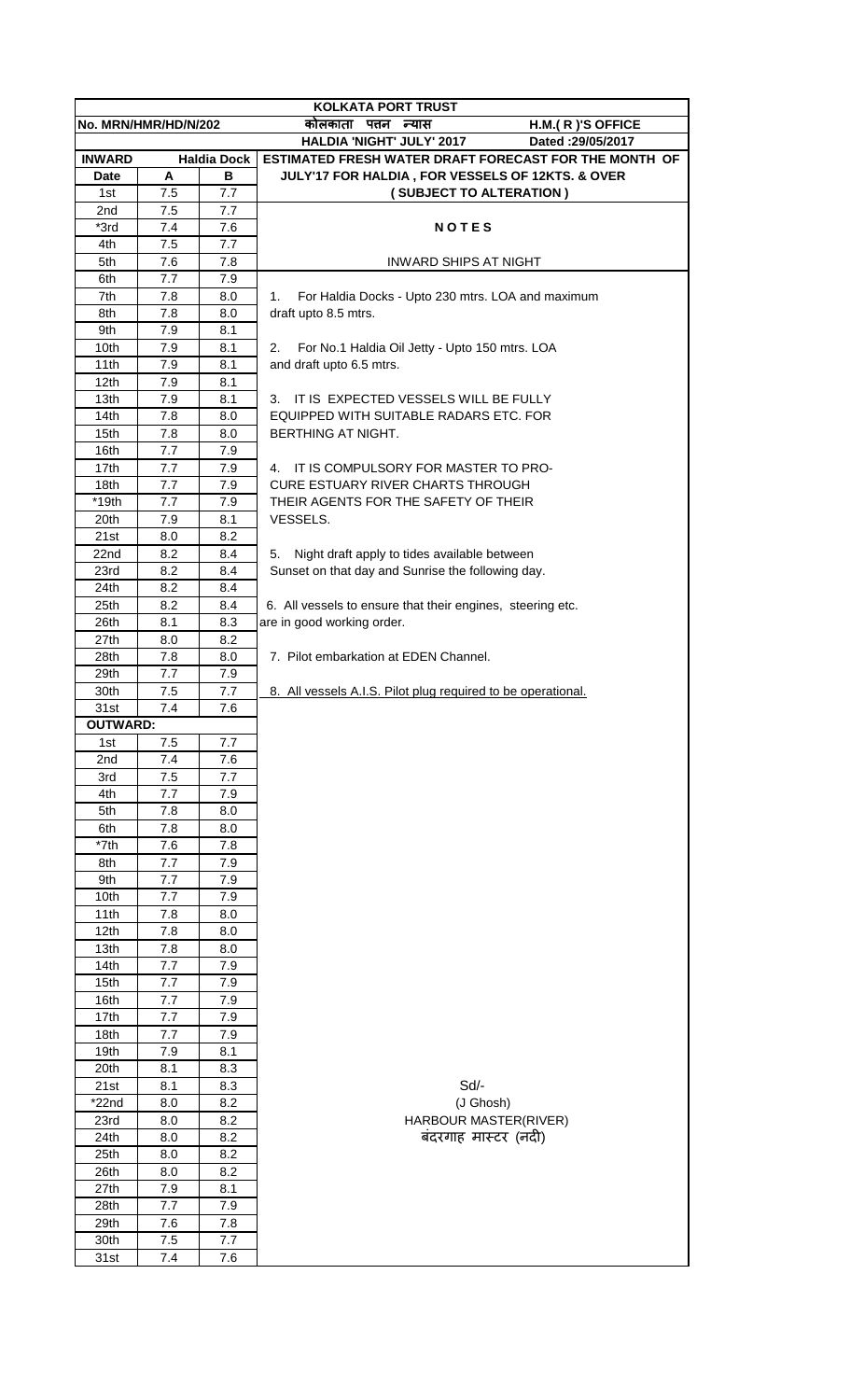# KOLKATA PORT TRUST

No. MRN/HMR/HD/N/202 — कोलकाता पत्तन न्यास — H.M.( R )'S OFFICE

HALDIA 'NIGHT' JULY' 2017 — Dated :29/05/2017

**ESTIMATED FRESH WATER DRAFT FORECAST FOR THE MONTH OF JULY'17 FOR HALDIA , FOR VESSELS OF 12KTS. & OVER**

**( SUBJECT TO ALTERATION )**

| INWARD Date | Haldia Dock A | B |
|---|---|---|
| 1st | 7.5 | 7.7 |
| 2nd | 7.5 | 7.7 |
| *3rd | 7.4 | 7.6 |
| 4th | 7.5 | 7.7 |
| 5th | 7.6 | 7.8 |
| 6th | 7.7 | 7.9 |
| 7th | 7.8 | 8.0 |
| 8th | 7.8 | 8.0 |
| 9th | 7.9 | 8.1 |
| 10th | 7.9 | 8.1 |
| 11th | 7.9 | 8.1 |
| 12th | 7.9 | 8.1 |
| 13th | 7.9 | 8.1 |
| 14th | 7.8 | 8.0 |
| 15th | 7.8 | 8.0 |
| 16th | 7.7 | 7.9 |
| 17th | 7.7 | 7.9 |
| 18th | 7.7 | 7.9 |
| *19th | 7.7 | 7.9 |
| 20th | 7.9 | 8.1 |
| 21st | 8.0 | 8.2 |
| 22nd | 8.2 | 8.4 |
| 23rd | 8.2 | 8.4 |
| 24th | 8.2 | 8.4 |
| 25th | 8.2 | 8.4 |
| 26th | 8.1 | 8.3 |
| 27th | 8.0 | 8.2 |
| 28th | 7.8 | 8.0 |
| 29th | 7.7 | 7.9 |
| 30th | 7.5 | 7.7 |
| 31st | 7.4 | 7.6 |
| **OUTWARD:** | | |
| 1st | 7.5 | 7.7 |
| 2nd | 7.4 | 7.6 |
| 3rd | 7.5 | 7.7 |
| 4th | 7.7 | 7.9 |
| 5th | 7.8 | 8.0 |
| 6th | 7.8 | 8.0 |
| *7th | 7.6 | 7.8 |
| 8th | 7.7 | 7.9 |
| 9th | 7.7 | 7.9 |
| 10th | 7.7 | 7.9 |
| 11th | 7.8 | 8.0 |
| 12th | 7.8 | 8.0 |
| 13th | 7.8 | 8.0 |
| 14th | 7.7 | 7.9 |
| 15th | 7.7 | 7.9 |
| 16th | 7.7 | 7.9 |
| 17th | 7.7 | 7.9 |
| 18th | 7.7 | 7.9 |
| 19th | 7.9 | 8.1 |
| 20th | 8.1 | 8.3 |
| 21st | 8.1 | 8.3 |
| *22nd | 8.0 | 8.2 |
| 23rd | 8.0 | 8.2 |
| 24th | 8.0 | 8.2 |
| 25th | 8.0 | 8.2 |
| 26th | 8.0 | 8.2 |
| 27th | 7.9 | 8.1 |
| 28th | 7.7 | 7.9 |
| 29th | 7.6 | 7.8 |
| 30th | 7.5 | 7.7 |
| 31st | 7.4 | 7.6 |

## NOTES

**INWARD SHIPS AT NIGHT**

1. For Haldia Docks - Upto 230 mtrs. LOA and maximum draft upto 8.5 mtrs.

2. For No.1 Haldia Oil Jetty - Upto 150 mtrs. LOA and draft upto 6.5 mtrs.

3. IT IS EXPECTED VESSELS WILL BE FULLY EQUIPPED WITH SUITABLE RADARS ETC. FOR BERTHING AT NIGHT.

4. IT IS COMPULSORY FOR MASTER TO PROCURE ESTUARY RIVER CHARTS THROUGH THEIR AGENTS FOR THE SAFETY OF THEIR VESSELS.

5. Night draft apply to tides available between Sunset on that day and Sunrise the following day.

6. All vessels to ensure that their engines, steering etc. are in good working order.

7. Pilot embarkation at EDEN Channel.

8. All vessels A.I.S. Pilot plug required to be operational.

Sd/-

(J Ghosh)

HARBOUR MASTER(RIVER)

बंदरगाह मास्टर (नदी)